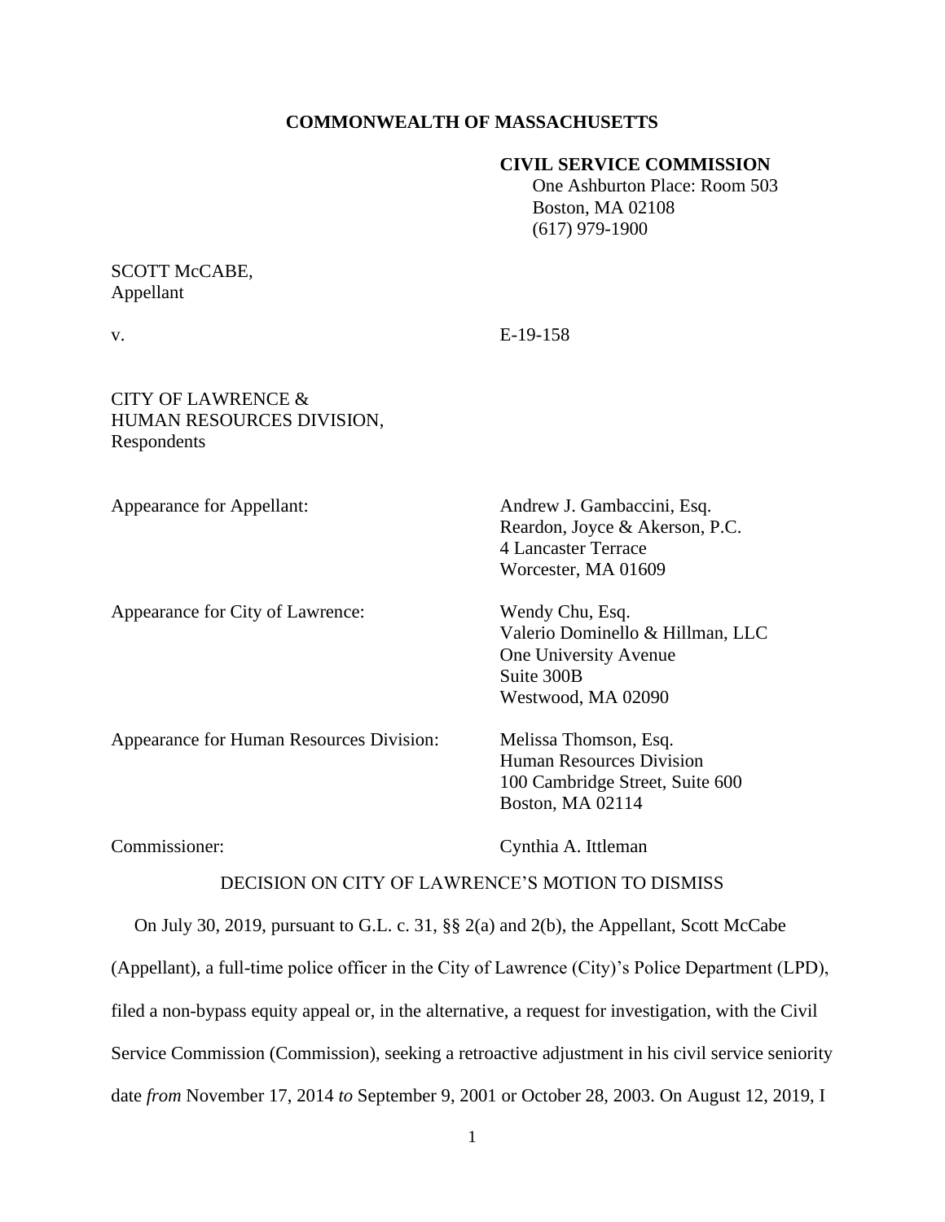**COMMONWEALTH OF MASSACHUSETTS**

**CIVIL SERVICE COMMISSION**
One Ashburton Place: Room 503
Boston, MA 02108
(617) 979-1900

SCOTT McCABE,
Appellant

v. E-19-158

CITY OF LAWRENCE &
HUMAN RESOURCES DIVISION,
Respondents

Appearance for Appellant: Andrew J. Gambaccini, Esq.
Reardon, Joyce & Akerson, P.C.
4 Lancaster Terrace
Worcester, MA 01609

Appearance for City of Lawrence: Wendy Chu, Esq.
Valerio Dominello & Hillman, LLC
One University Avenue
Suite 300B
Westwood, MA 02090

Appearance for Human Resources Division: Melissa Thomson, Esq.
Human Resources Division
100 Cambridge Street, Suite 600
Boston, MA 02114

Commissioner: Cynthia A. Ittleman

DECISION ON CITY OF LAWRENCE'S MOTION TO DISMISS

On July 30, 2019, pursuant to G.L. c. 31, §§ 2(a) and 2(b), the Appellant, Scott McCabe (Appellant), a full-time police officer in the City of Lawrence (City)'s Police Department (LPD), filed a non-bypass equity appeal or, in the alternative, a request for investigation, with the Civil Service Commission (Commission), seeking a retroactive adjustment in his civil service seniority date *from* November 17, 2014 *to* September 9, 2001 or October 28, 2003. On August 12, 2019, I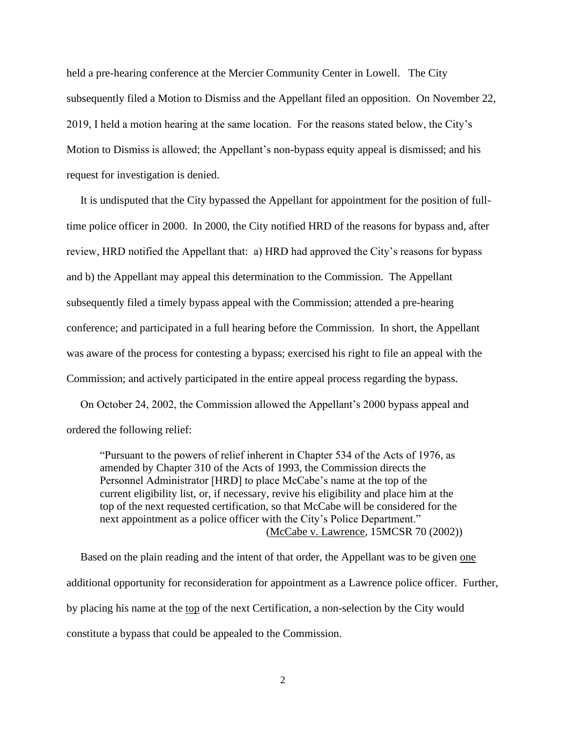held a pre-hearing conference at the Mercier Community Center in Lowell. The City subsequently filed a Motion to Dismiss and the Appellant filed an opposition. On November 22, 2019, I held a motion hearing at the same location. For the reasons stated below, the City's Motion to Dismiss is allowed; the Appellant's non-bypass equity appeal is dismissed; and his request for investigation is denied.

It is undisputed that the City bypassed the Appellant for appointment for the position of full-time police officer in 2000. In 2000, the City notified HRD of the reasons for bypass and, after review, HRD notified the Appellant that: a) HRD had approved the City's reasons for bypass and b) the Appellant may appeal this determination to the Commission. The Appellant subsequently filed a timely bypass appeal with the Commission; attended a pre-hearing conference; and participated in a full hearing before the Commission. In short, the Appellant was aware of the process for contesting a bypass; exercised his right to file an appeal with the Commission; and actively participated in the entire appeal process regarding the bypass.

On October 24, 2002, the Commission allowed the Appellant's 2000 bypass appeal and ordered the following relief:

> "Pursuant to the powers of relief inherent in Chapter 534 of the Acts of 1976, as amended by Chapter 310 of the Acts of 1993, the Commission directs the Personnel Administrator [HRD] to place McCabe's name at the top of the current eligibility list, or, if necessary, revive his eligibility and place him at the top of the next requested certification, so that McCabe will be considered for the next appointment as a police officer with the City's Police Department."
> (McCabe v. Lawrence, 15MCSR 70 (2002))

Based on the plain reading and the intent of that order, the Appellant was to be given one additional opportunity for reconsideration for appointment as a Lawrence police officer. Further, by placing his name at the top of the next Certification, a non-selection by the City would constitute a bypass that could be appealed to the Commission.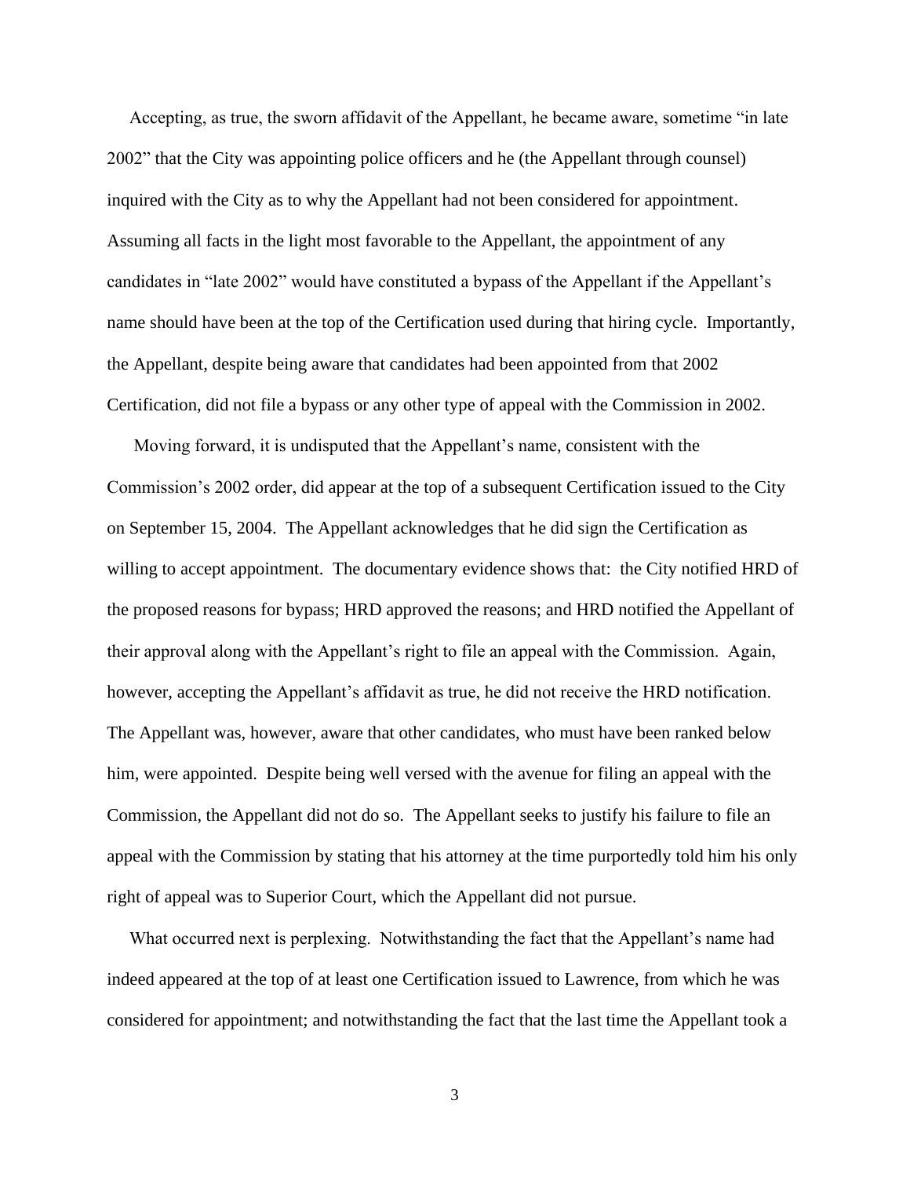Accepting, as true, the sworn affidavit of the Appellant, he became aware, sometime "in late 2002" that the City was appointing police officers and he (the Appellant through counsel) inquired with the City as to why the Appellant had not been considered for appointment. Assuming all facts in the light most favorable to the Appellant, the appointment of any candidates in "late 2002" would have constituted a bypass of the Appellant if the Appellant's name should have been at the top of the Certification used during that hiring cycle. Importantly, the Appellant, despite being aware that candidates had been appointed from that 2002 Certification, did not file a bypass or any other type of appeal with the Commission in 2002.

Moving forward, it is undisputed that the Appellant's name, consistent with the Commission's 2002 order, did appear at the top of a subsequent Certification issued to the City on September 15, 2004. The Appellant acknowledges that he did sign the Certification as willing to accept appointment. The documentary evidence shows that: the City notified HRD of the proposed reasons for bypass; HRD approved the reasons; and HRD notified the Appellant of their approval along with the Appellant's right to file an appeal with the Commission. Again, however, accepting the Appellant's affidavit as true, he did not receive the HRD notification. The Appellant was, however, aware that other candidates, who must have been ranked below him, were appointed. Despite being well versed with the avenue for filing an appeal with the Commission, the Appellant did not do so. The Appellant seeks to justify his failure to file an appeal with the Commission by stating that his attorney at the time purportedly told him his only right of appeal was to Superior Court, which the Appellant did not pursue.

What occurred next is perplexing. Notwithstanding the fact that the Appellant's name had indeed appeared at the top of at least one Certification issued to Lawrence, from which he was considered for appointment; and notwithstanding the fact that the last time the Appellant took a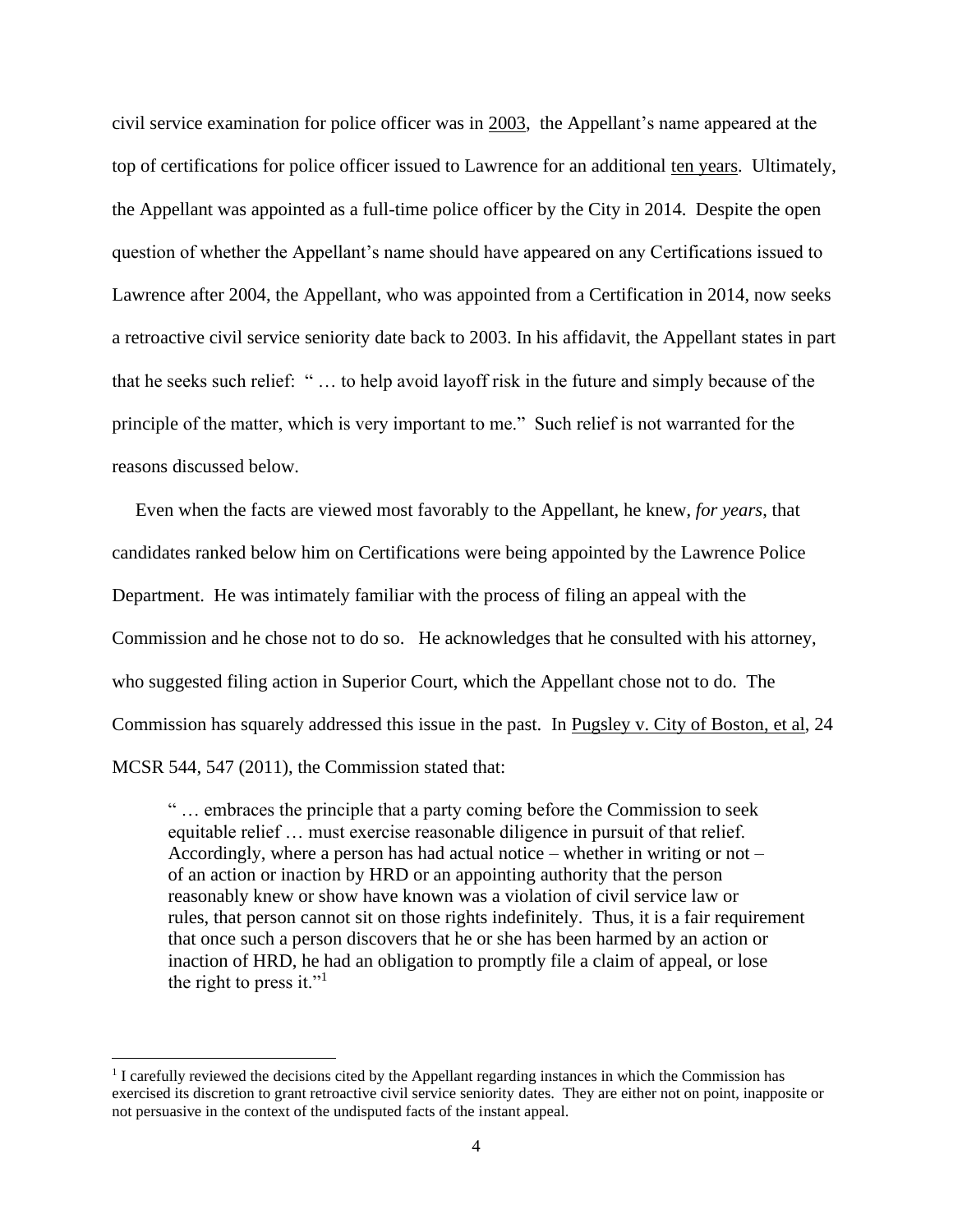civil service examination for police officer was in 2003, the Appellant's name appeared at the top of certifications for police officer issued to Lawrence for an additional ten years. Ultimately, the Appellant was appointed as a full-time police officer by the City in 2014. Despite the open question of whether the Appellant's name should have appeared on any Certifications issued to Lawrence after 2004, the Appellant, who was appointed from a Certification in 2014, now seeks a retroactive civil service seniority date back to 2003. In his affidavit, the Appellant states in part that he seeks such relief: " … to help avoid layoff risk in the future and simply because of the principle of the matter, which is very important to me." Such relief is not warranted for the reasons discussed below.

Even when the facts are viewed most favorably to the Appellant, he knew, *for years*, that candidates ranked below him on Certifications were being appointed by the Lawrence Police Department. He was intimately familiar with the process of filing an appeal with the Commission and he chose not to do so. He acknowledges that he consulted with his attorney, who suggested filing action in Superior Court, which the Appellant chose not to do. The Commission has squarely addressed this issue in the past. In Pugsley v. City of Boston, et al, 24 MCSR 544, 547 (2011), the Commission stated that:

> " … embraces the principle that a party coming before the Commission to seek equitable relief … must exercise reasonable diligence in pursuit of that relief. Accordingly, where a person has had actual notice – whether in writing or not – of an action or inaction by HRD or an appointing authority that the person reasonably knew or show have known was a violation of civil service law or rules, that person cannot sit on those rights indefinitely. Thus, it is a fair requirement that once such a person discovers that he or she has been harmed by an action or inaction of HRD, he had an obligation to promptly file a claim of appeal, or lose the right to press it."[1]

[1] I carefully reviewed the decisions cited by the Appellant regarding instances in which the Commission has exercised its discretion to grant retroactive civil service seniority dates. They are either not on point, inapposite or not persuasive in the context of the undisputed facts of the instant appeal.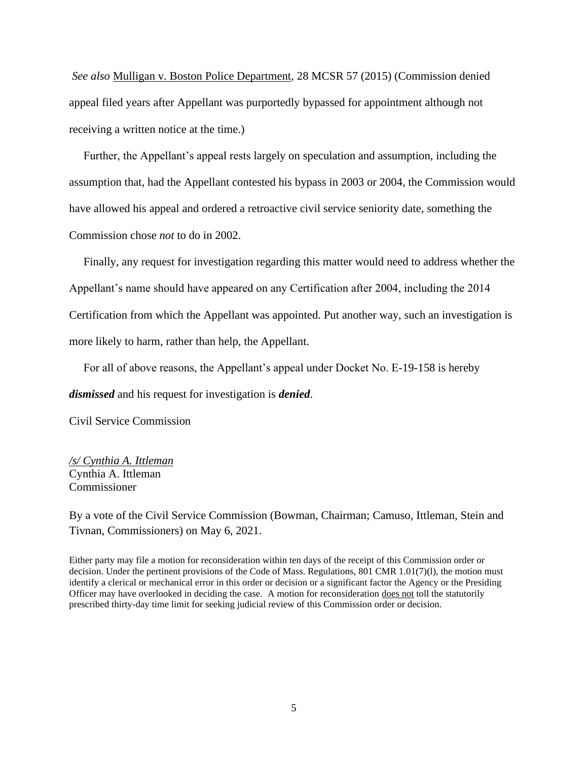*See also* Mulligan v. Boston Police Department, 28 MCSR 57 (2015) (Commission denied appeal filed years after Appellant was purportedly bypassed for appointment although not receiving a written notice at the time.)

Further, the Appellant's appeal rests largely on speculation and assumption, including the assumption that, had the Appellant contested his bypass in 2003 or 2004, the Commission would have allowed his appeal and ordered a retroactive civil service seniority date, something the Commission chose *not* to do in 2002.

Finally, any request for investigation regarding this matter would need to address whether the Appellant's name should have appeared on any Certification after 2004, including the 2014 Certification from which the Appellant was appointed. Put another way, such an investigation is more likely to harm, rather than help, the Appellant.

For all of above reasons, the Appellant's appeal under Docket No. E-19-158 is hereby ***dismissed*** and his request for investigation is ***denied***.

Civil Service Commission

*/s/ Cynthia A. Ittleman*
Cynthia A. Ittleman
Commissioner

By a vote of the Civil Service Commission (Bowman, Chairman; Camuso, Ittleman, Stein and Tivnan, Commissioners) on May 6, 2021.

Either party may file a motion for reconsideration within ten days of the receipt of this Commission order or decision. Under the pertinent provisions of the Code of Mass. Regulations, 801 CMR 1.01(7)(l), the motion must identify a clerical or mechanical error in this order or decision or a significant factor the Agency or the Presiding Officer may have overlooked in deciding the case. A motion for reconsideration does not toll the statutorily prescribed thirty-day time limit for seeking judicial review of this Commission order or decision.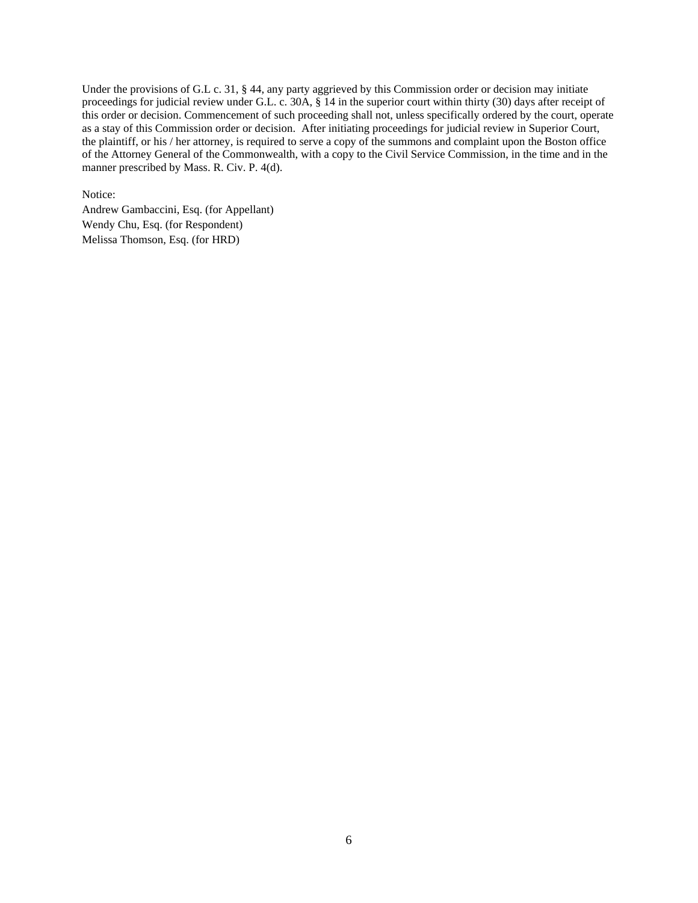Under the provisions of G.L c. 31, § 44, any party aggrieved by this Commission order or decision may initiate proceedings for judicial review under G.L. c. 30A, § 14 in the superior court within thirty (30) days after receipt of this order or decision. Commencement of such proceeding shall not, unless specifically ordered by the court, operate as a stay of this Commission order or decision. After initiating proceedings for judicial review in Superior Court, the plaintiff, or his / her attorney, is required to serve a copy of the summons and complaint upon the Boston office of the Attorney General of the Commonwealth, with a copy to the Civil Service Commission, in the time and in the manner prescribed by Mass. R. Civ. P. 4(d).

Notice:
Andrew Gambaccini, Esq. (for Appellant)
Wendy Chu, Esq. (for Respondent)
Melissa Thomson, Esq. (for HRD)